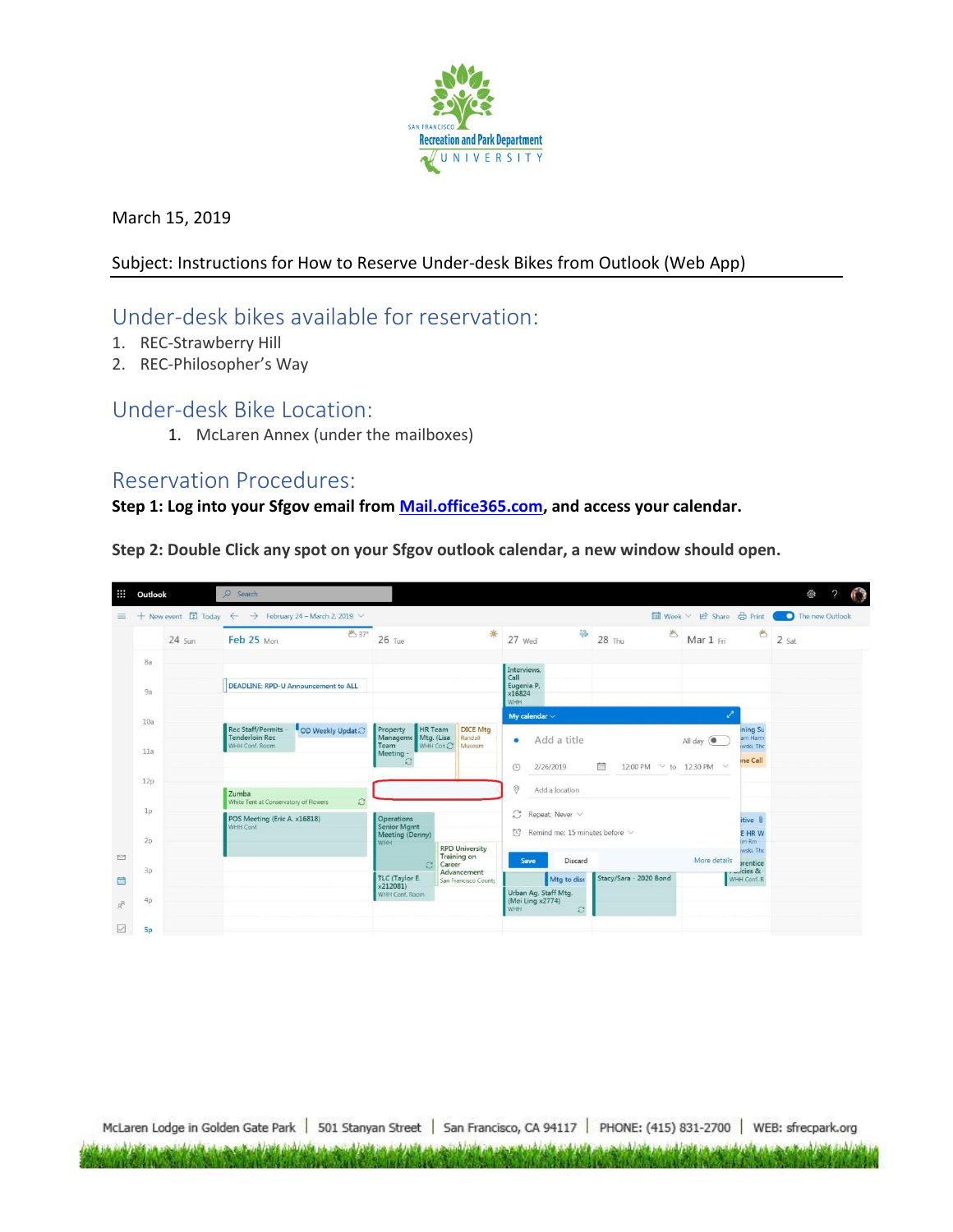March 15, 2019

Subject: Instructions for How to Reserve Under-desk Bikes from Outlook (Web App)

## Under-desk bikes available for reservation:

1. REC-Strawberry Hill
2. REC-Philosopher's Way

## Under-desk Bike Location:

1. McLaren Annex (under the mailboxes)

## Reservation Procedures:

**Step 1: Log into your Sfgov email from [Mail.office365.com](Mail.office365.com), and access your calendar.**

**Step 2: Double Click any spot on your Sfgov outlook calendar, a new window should open.**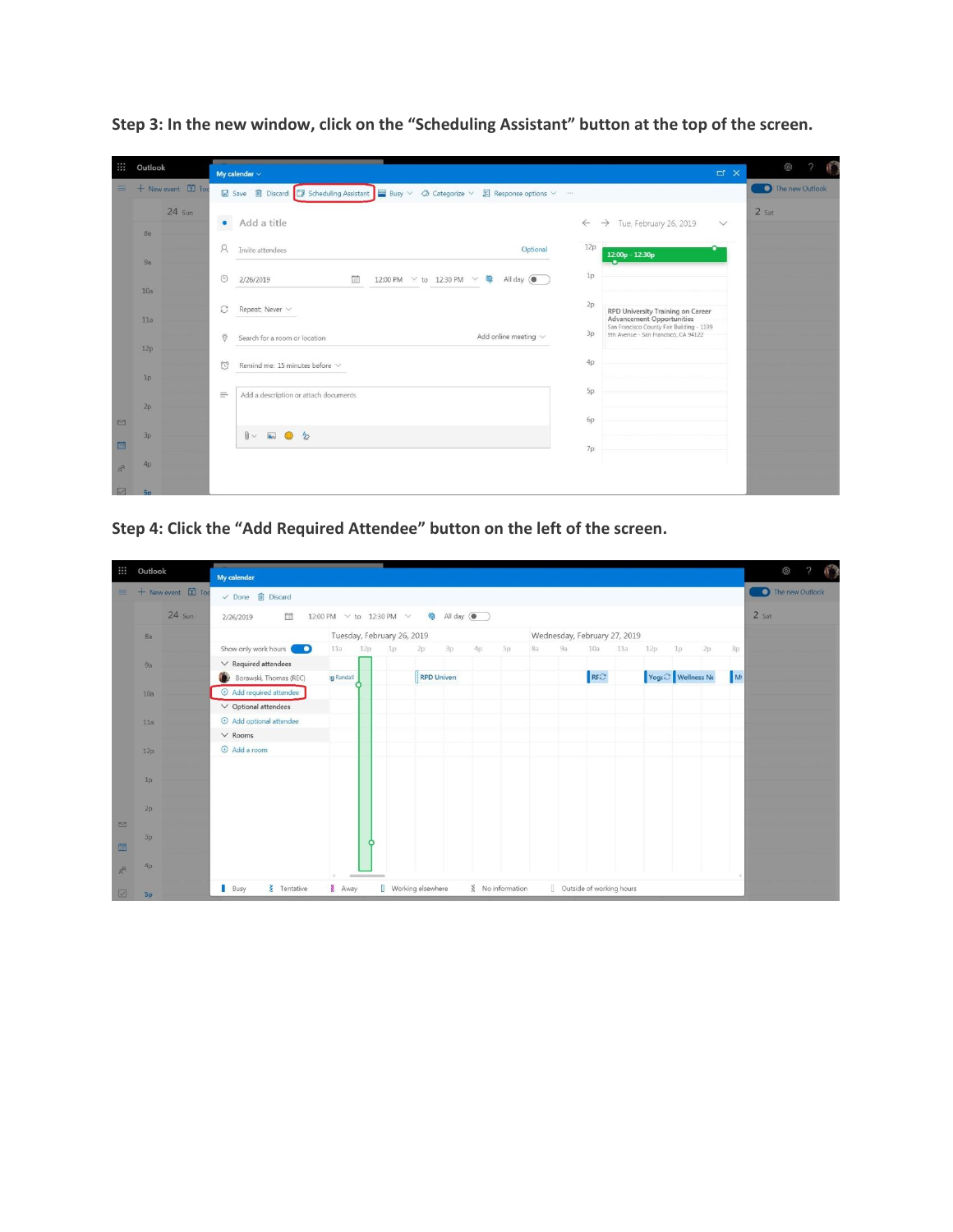**Step 3: In the new window, click on the "Scheduling Assistant" button at the top of the screen.**

**Step 4: Click the "Add Required Attendee" button on the left of the screen.**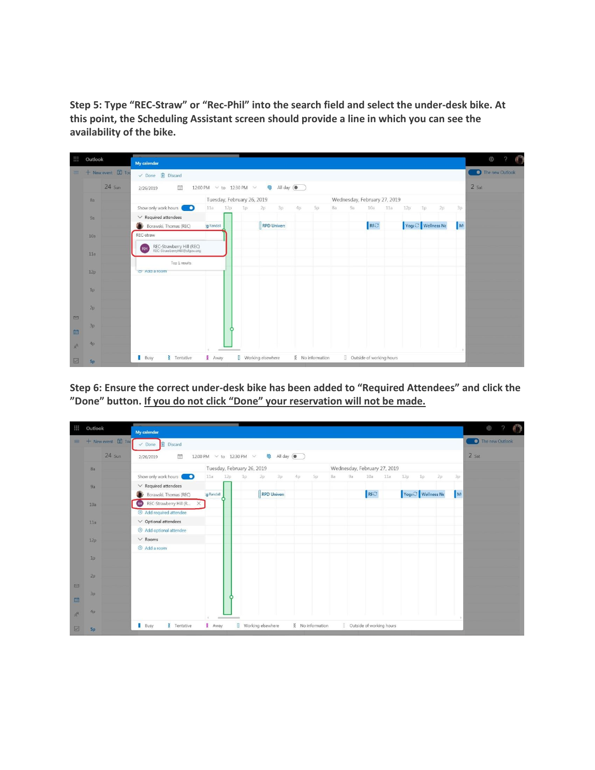**Step 5: Type "REC-Straw" or "Rec-Phil" into the search field and select the under-desk bike. At this point, the Scheduling Assistant screen should provide a line in which you can see the availability of the bike.**

**Step 6: Ensure the correct under-desk bike has been added to "Required Attendees" and click the "Done" button. <u>If you do not click "Done" your reservation will not be made.</u>**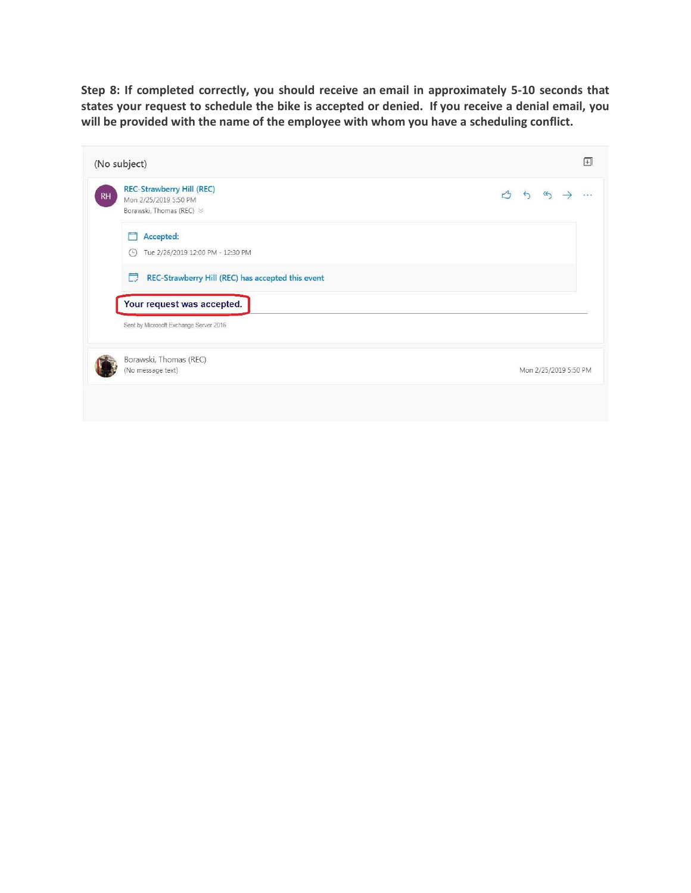**Step 8: If completed correctly, you should receive an email in approximately 5-10 seconds that states your request to schedule the bike is accepted or denied. If you receive a denial email, you will be provided with the name of the employee with whom you have a scheduling conflict.**

(No subject)

REC-Strawberry Hill (REC)
Mon 2/25/2019 5:50 PM
Borawski, Thomas (REC)

Accepted:
Tue 2/26/2019 12:00 PM - 12:30 PM

REC-Strawberry Hill (REC) has accepted this event

Your request was accepted.

Sent by Microsoft Exchange Server 2016

Borawski, Thomas (REC)
(No message text)
Mon 2/25/2019 5:50 PM